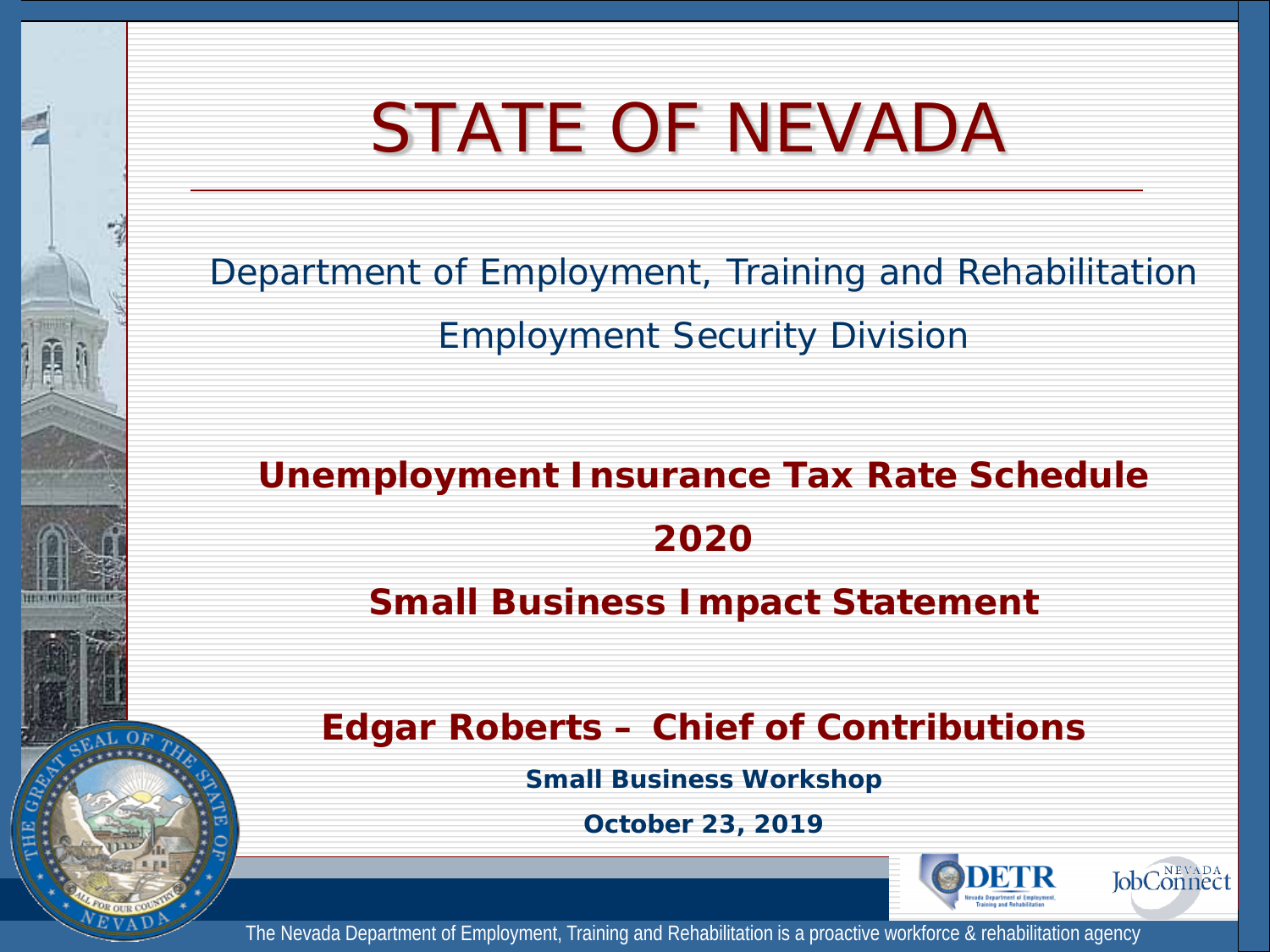# STATE OF NEVADA

Department of Employment, Training and Rehabilitation

Employment Security Division

## Unemployment Insurance Tax Rate Schedule

## 2020

## Small Business Impact Statement

### Edgar Roberts – Chief of Contributions

**Small Business Workshop**

**October 23, 2019**

The Nevada Department of Employment, Training and Rehabilitation is a proactive workforce & rehabilitation agency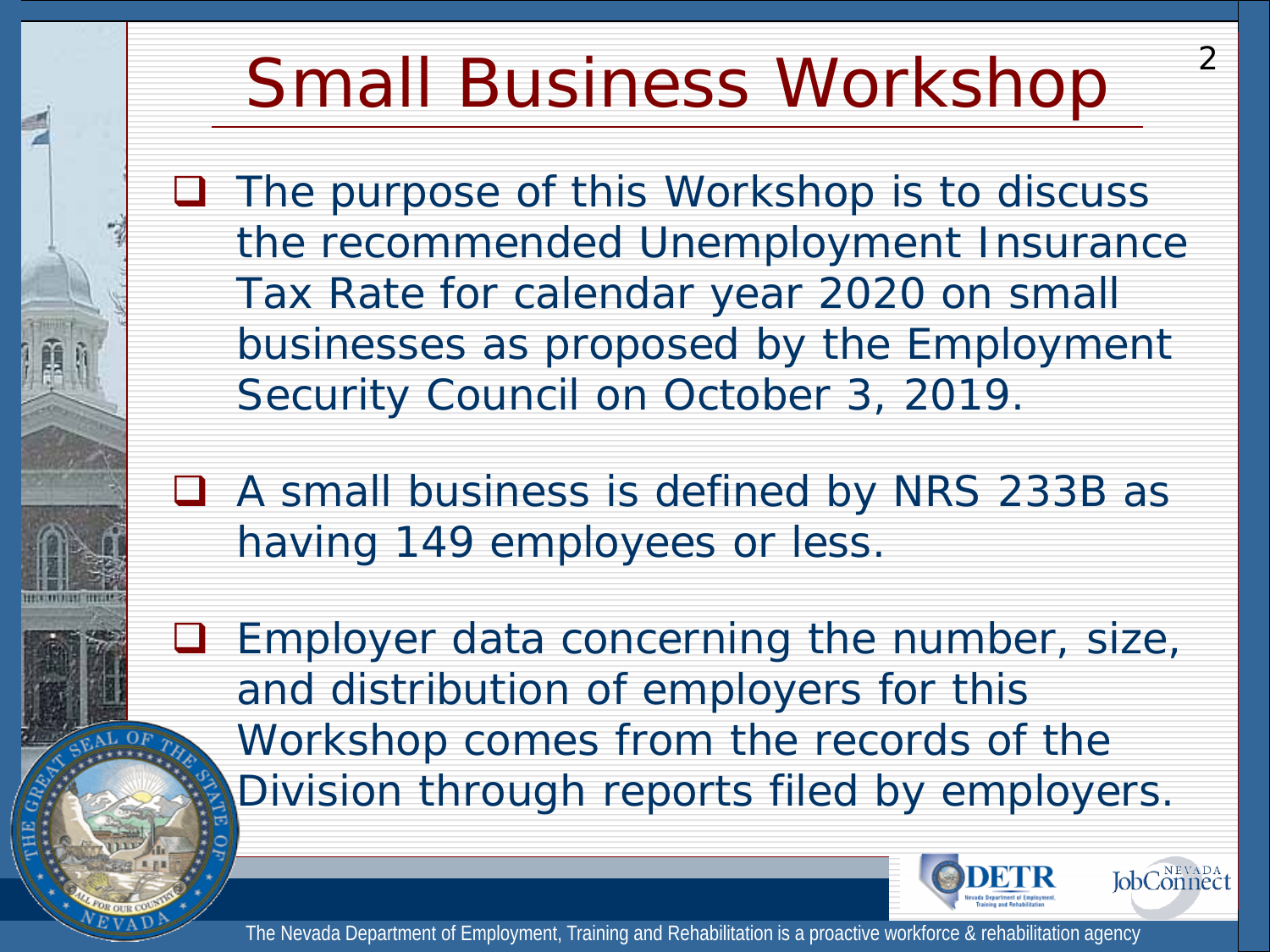# Small Business Workshop

- The purpose of this Workshop is to discuss the recommended Unemployment Insurance Tax Rate for calendar year 2020 on small businesses as proposed by the Employment Security Council on October 3, 2019.
- A small business is defined by NRS 233B as having 149 employees or less.
- Employer data concerning the number, size, and distribution of employers for this Workshop comes from the records of the Division through reports filed by employers.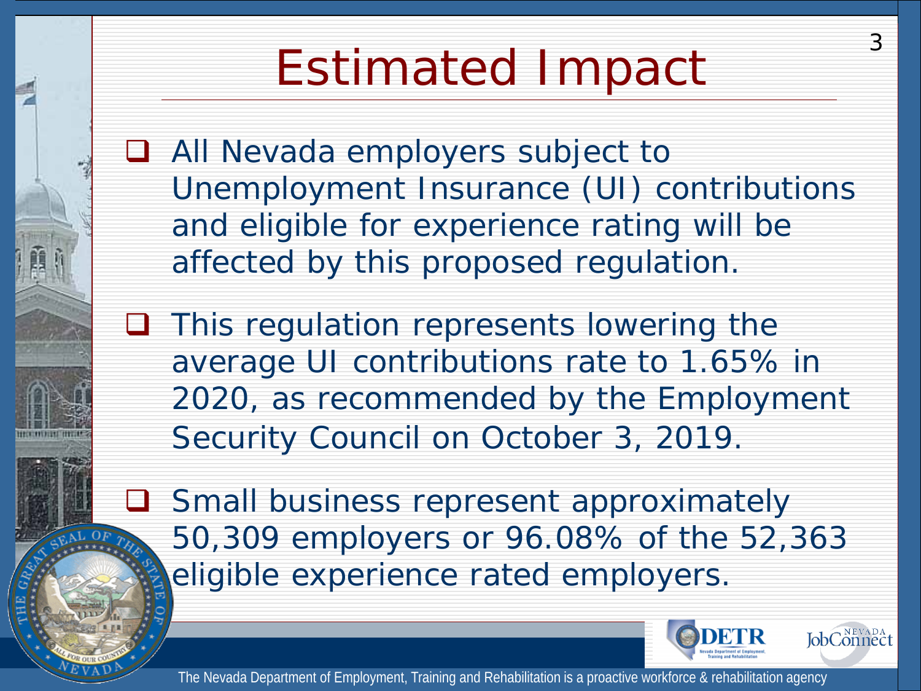# Estimated Impact

- All Nevada employers subject to Unemployment Insurance (UI) contributions and eligible for experience rating will be affected by this proposed regulation.
- This regulation represents lowering the average UI contributions rate to 1.65% in 2020, as recommended by the Employment Security Council on October 3, 2019.
- Small business represent approximately 50,309 employers or 96.08% of the 52,363 eligible experience rated employers.

The Nevada Department of Employment, Training and Rehabilitation is a proactive workforce & rehabilitation agency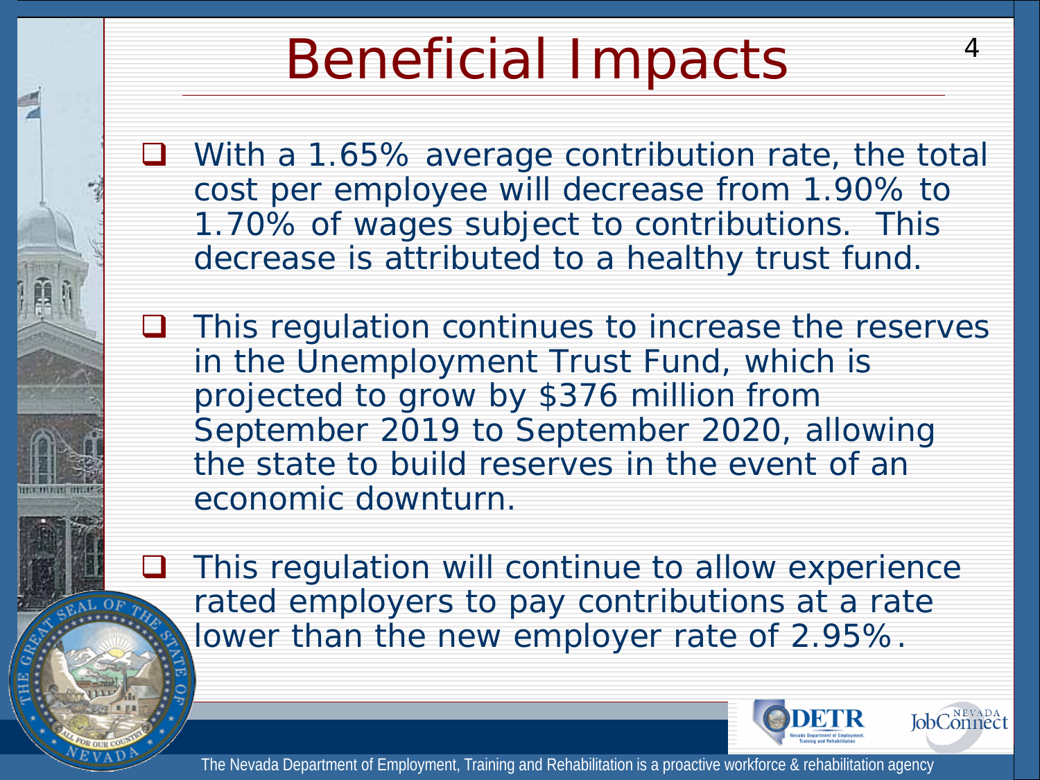# Beneficial Impacts

- With a 1.65% average contribution rate, the total cost per employee will decrease from 1.90% to 1.70% of wages subject to contributions. This decrease is attributed to a healthy trust fund.
- This regulation continues to increase the reserves in the Unemployment Trust Fund, which is projected to grow by $376 million from September 2019 to September 2020, allowing the state to build reserves in the event of an economic downturn.
- This regulation will continue to allow experience rated employers to pay contributions at a rate lower than the new employer rate of 2.95%.

The Nevada Department of Employment, Training and Rehabilitation is a proactive workforce & rehabilitation agency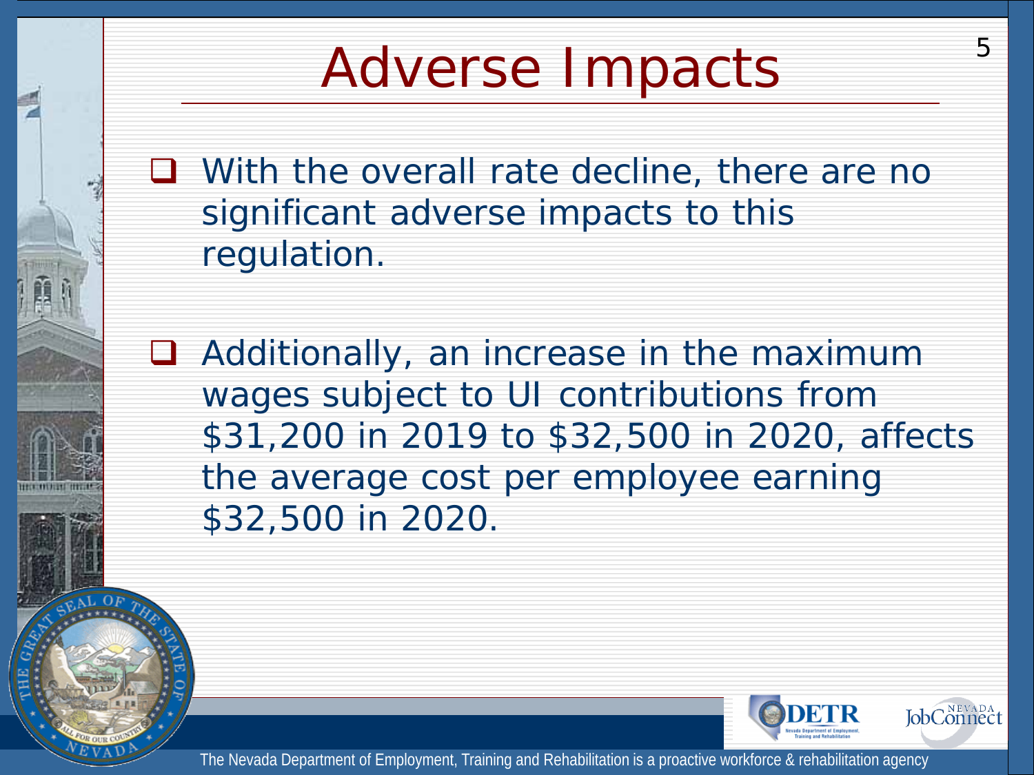# Adverse Impacts

- With the overall rate decline, there are no significant adverse impacts to this regulation.
- Additionally, an increase in the maximum wages subject to UI contributions from $31,200 in 2019 to $32,500 in 2020, affects the average cost per employee earning $32,500 in 2020.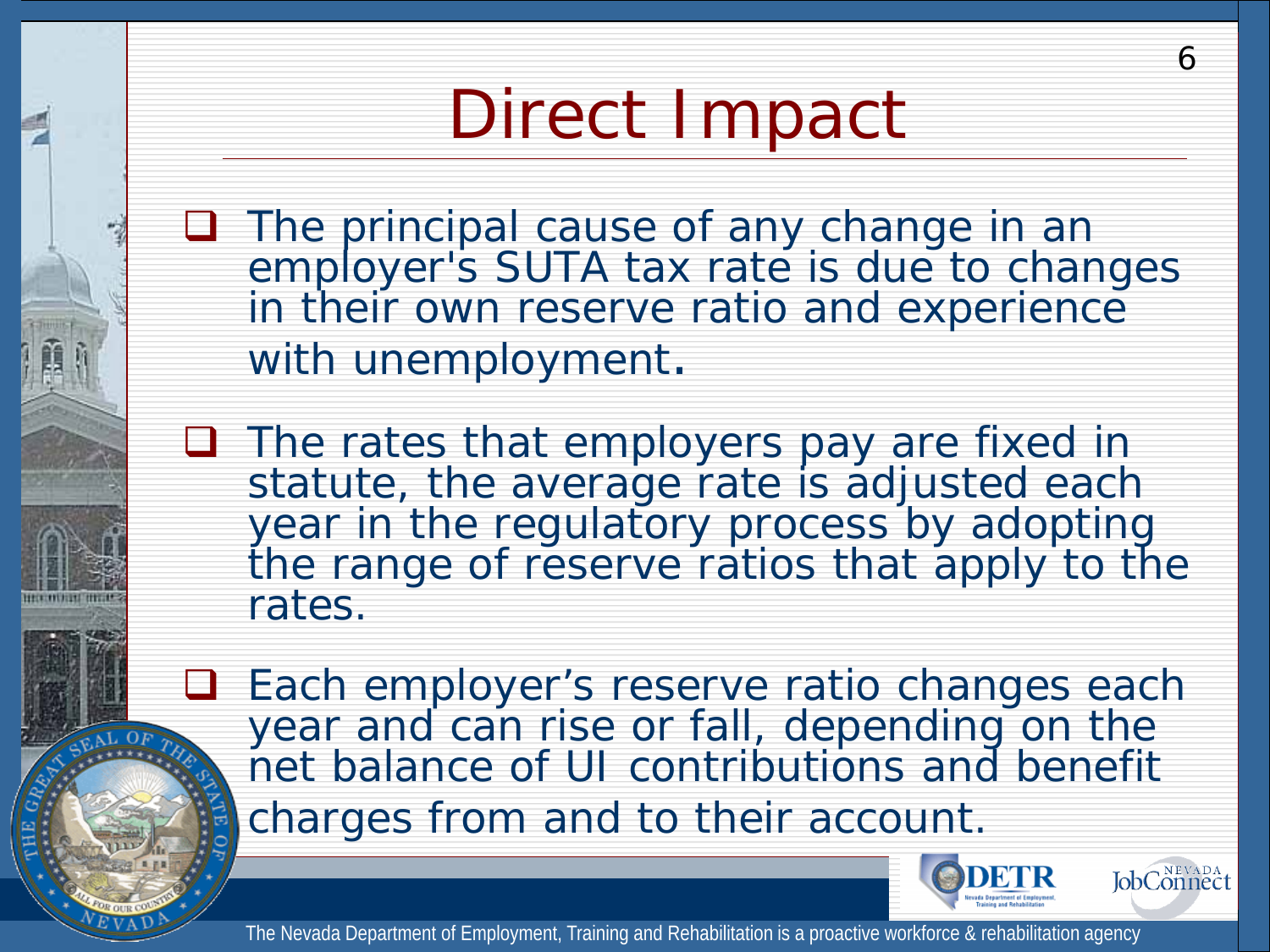# Direct Impact

- The principal cause of any change in an employer's SUTA tax rate is due to changes in their own reserve ratio and experience with unemployment.
- The rates that employers pay are fixed in statute, the average rate is adjusted each year in the regulatory process by adopting the range of reserve ratios that apply to the rates.
- Each employer's reserve ratio changes each year and can rise or fall, depending on the net balance of UI contributions and benefit charges from and to their account.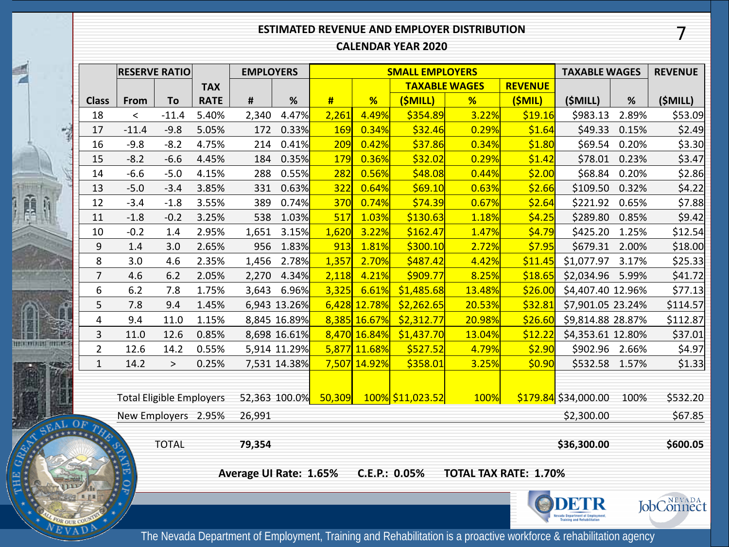## ESTIMATED REVENUE AND EMPLOYER DISTRIBUTION

### CALENDAR YEAR 2020

| Class | RESERVE RATIO | | TAX RATE | EMPLOYERS | | SMALL EMPLOYERS | | | | | TAXABLE WAGES | | REVENUE |
|---|---|---|---|---|---|---|---|---|---|---|---|---|---|
| | | | | | | | | TAXABLE WAGES | | REVENUE | | | |
| | From | To | | # | % | # | % | ($MILL) | % | ($MIL) | ($MILL) | % | ($MILL) |
| 18 | < | -11.4 | 5.40% | 2,340 | 4.47% | 2,261 | 4.49% | $354.89 | 3.22% | $19.16 | $983.13 | 2.89% | $53.09 |
| 17 | -11.4 | -9.8 | 5.05% | 172 | 0.33% | 169 | 0.34% | $32.46 | 0.29% | $1.64 | $49.33 | 0.15% | $2.49 |
| 16 | -9.8 | -8.2 | 4.75% | 214 | 0.41% | 209 | 0.42% | $37.86 | 0.34% | $1.80 | $69.54 | 0.20% | $3.30 |
| 15 | -8.2 | -6.6 | 4.45% | 184 | 0.35% | 179 | 0.36% | $32.02 | 0.29% | $1.42 | $78.01 | 0.23% | $3.47 |
| 14 | -6.6 | -5.0 | 4.15% | 288 | 0.55% | 282 | 0.56% | $48.08 | 0.44% | $2.00 | $68.84 | 0.20% | $2.86 |
| 13 | -5.0 | -3.4 | 3.85% | 331 | 0.63% | 322 | 0.64% | $69.10 | 0.63% | $2.66 | $109.50 | 0.32% | $4.22 |
| 12 | -3.4 | -1.8 | 3.55% | 389 | 0.74% | 370 | 0.74% | $74.39 | 0.67% | $2.64 | $221.92 | 0.65% | $7.88 |
| 11 | -1.8 | -0.2 | 3.25% | 538 | 1.03% | 517 | 1.03% | $130.63 | 1.18% | $4.25 | $289.80 | 0.85% | $9.42 |
| 10 | -0.2 | 1.4 | 2.95% | 1,651 | 3.15% | 1,620 | 3.22% | $162.47 | 1.47% | $4.79 | $425.20 | 1.25% | $12.54 |
| 9 | 1.4 | 3.0 | 2.65% | 956 | 1.83% | 913 | 1.81% | $300.10 | 2.72% | $7.95 | $679.31 | 2.00% | $18.00 |
| 8 | 3.0 | 4.6 | 2.35% | 1,456 | 2.78% | 1,357 | 2.70% | $487.42 | 4.42% | $11.45 | $1,077.97 | 3.17% | $25.33 |
| 7 | 4.6 | 6.2 | 2.05% | 2,270 | 4.34% | 2,118 | 4.21% | $909.77 | 8.25% | $18.65 | $2,034.96 | 5.99% | $41.72 |
| 6 | 6.2 | 7.8 | 1.75% | 3,643 | 6.96% | 3,325 | 6.61% | $1,485.68 | 13.48% | $26.00 | $4,407.40 | 12.96% | $77.13 |
| 5 | 7.8 | 9.4 | 1.45% | 6,943 | 13.26% | 6,428 | 12.78% | $2,262.65 | 20.53% | $32.81 | $7,901.05 | 23.24% | $114.57 |
| 4 | 9.4 | 11.0 | 1.15% | 8,845 | 16.89% | 8,385 | 16.67% | $2,312.77 | 20.98% | $26.60 | $9,814.88 | 28.87% | $112.87 |
| 3 | 11.0 | 12.6 | 0.85% | 8,698 | 16.61% | 8,470 | 16.84% | $1,437.70 | 13.04% | $12.22 | $4,353.61 | 12.80% | $37.01 |
| 2 | 12.6 | 14.2 | 0.55% | 5,914 | 11.29% | 5,877 | 11.68% | $527.52 | 4.79% | $2.90 | $902.96 | 2.66% | $4.97 |
| 1 | 14.2 | > | 0.25% | 7,531 | 14.38% | 7,507 | 14.92% | $358.01 | 3.25% | $0.90 | $532.58 | 1.57% | $1.33 |
| | Total Eligible Employers | | | 52,363 | 100.0% | 50,309 | 100% | $11,023.52 | 100% | $179.84 | $34,000.00 | 100% | $532.20 |
| | New Employers | | 2.95% | 26,991 | | | | | | | $2,300.00 | | $67.85 |
| | TOTAL | | | **79,354** | | | | | | | **$36,300.00** | | **$600.05** |

**Average UI Rate: 1.65%    C.E.P.: 0.05%    TOTAL TAX RATE: 1.70%**

The Nevada Department of Employment, Training and Rehabilitation is a proactive workforce & rehabilitation agency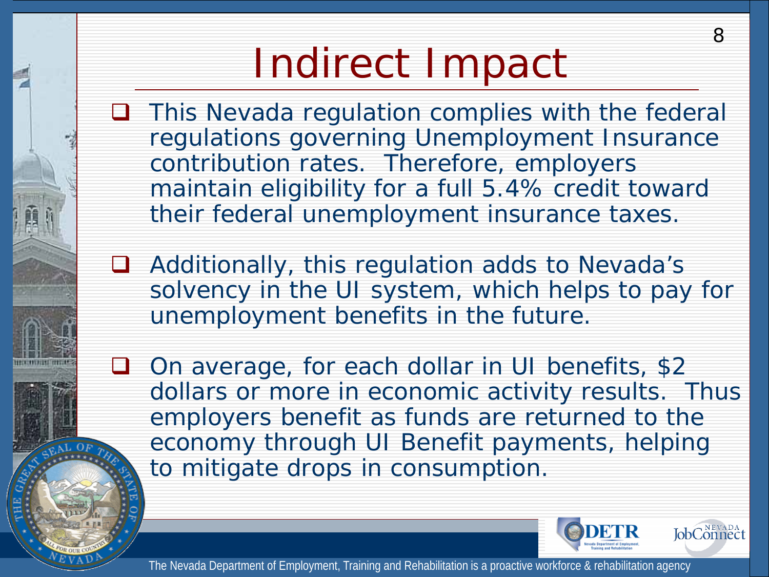# Indirect Impact

- This Nevada regulation complies with the federal regulations governing Unemployment Insurance contribution rates. Therefore, employers maintain eligibility for a full 5.4% credit toward their federal unemployment insurance taxes.

- Additionally, this regulation adds to Nevada's solvency in the UI system, which helps to pay for unemployment benefits in the future.

- On average, for each dollar in UI benefits, $2 dollars or more in economic activity results. Thus employers benefit as funds are returned to the economy through UI Benefit payments, helping to mitigate drops in consumption.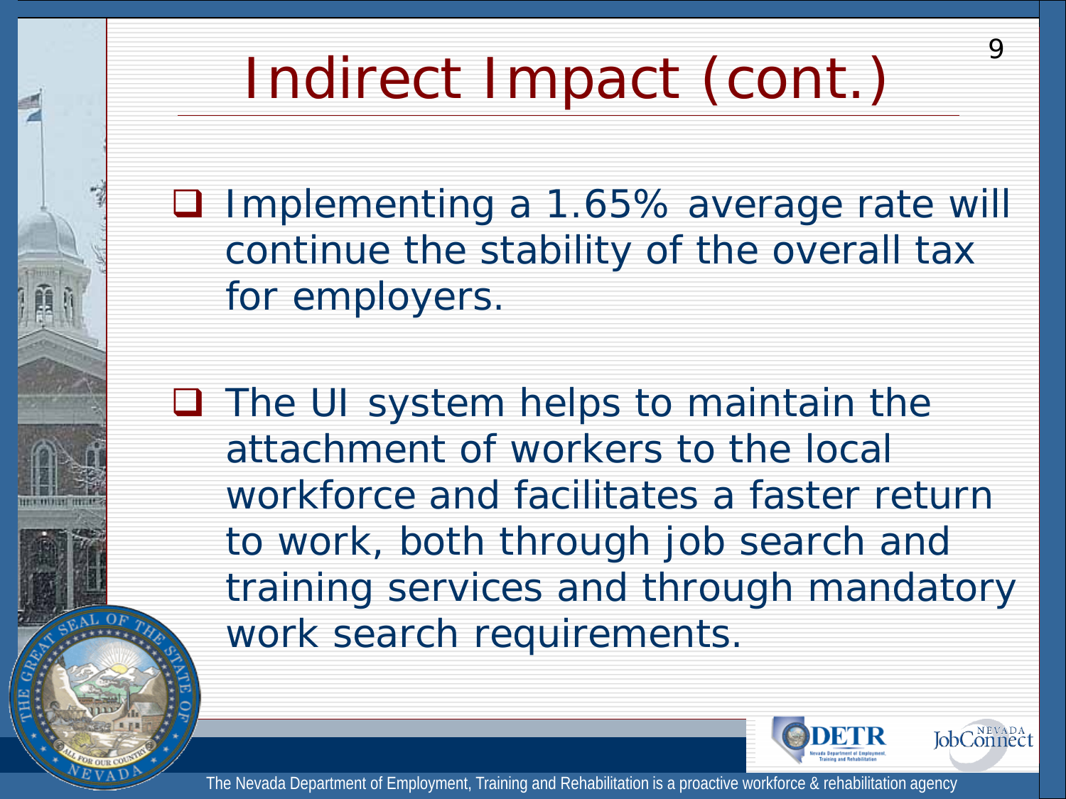# Indirect Impact (cont.)

- Implementing a 1.65% average rate will continue the stability of the overall tax for employers.
- The UI system helps to maintain the attachment of workers to the local workforce and facilitates a faster return to work, both through job search and training services and through mandatory work search requirements.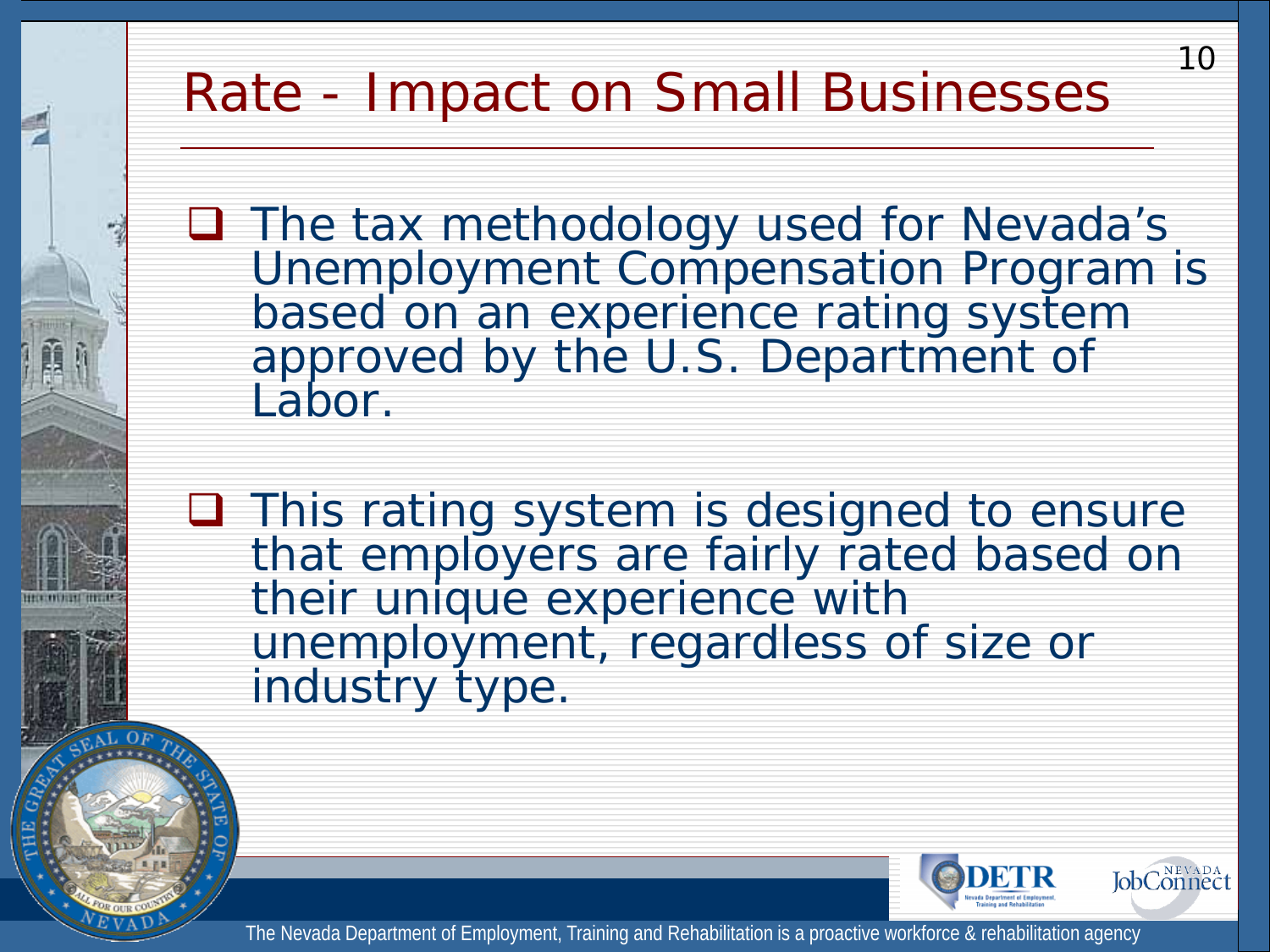# Rate - Impact on Small Businesses

- The tax methodology used for Nevada's Unemployment Compensation Program is based on an experience rating system approved by the U.S. Department of Labor.

- This rating system is designed to ensure that employers are fairly rated based on their unique experience with unemployment, regardless of size or industry type.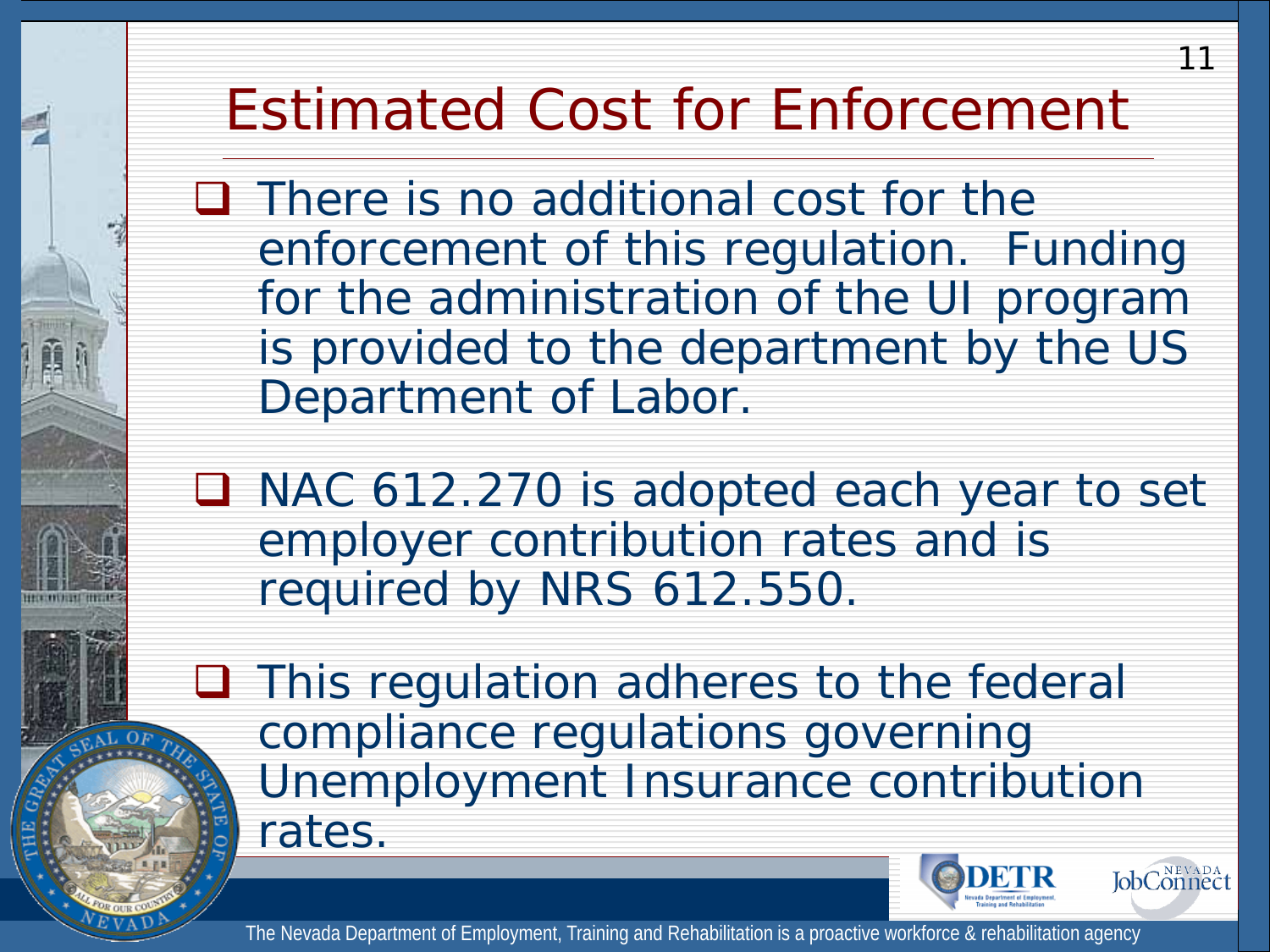# Estimated Cost for Enforcement

- There is no additional cost for the enforcement of this regulation. Funding for the administration of the UI program is provided to the department by the US Department of Labor.
- NAC 612.270 is adopted each year to set employer contribution rates and is required by NRS 612.550.
- This regulation adheres to the federal compliance regulations governing Unemployment Insurance contribution rates.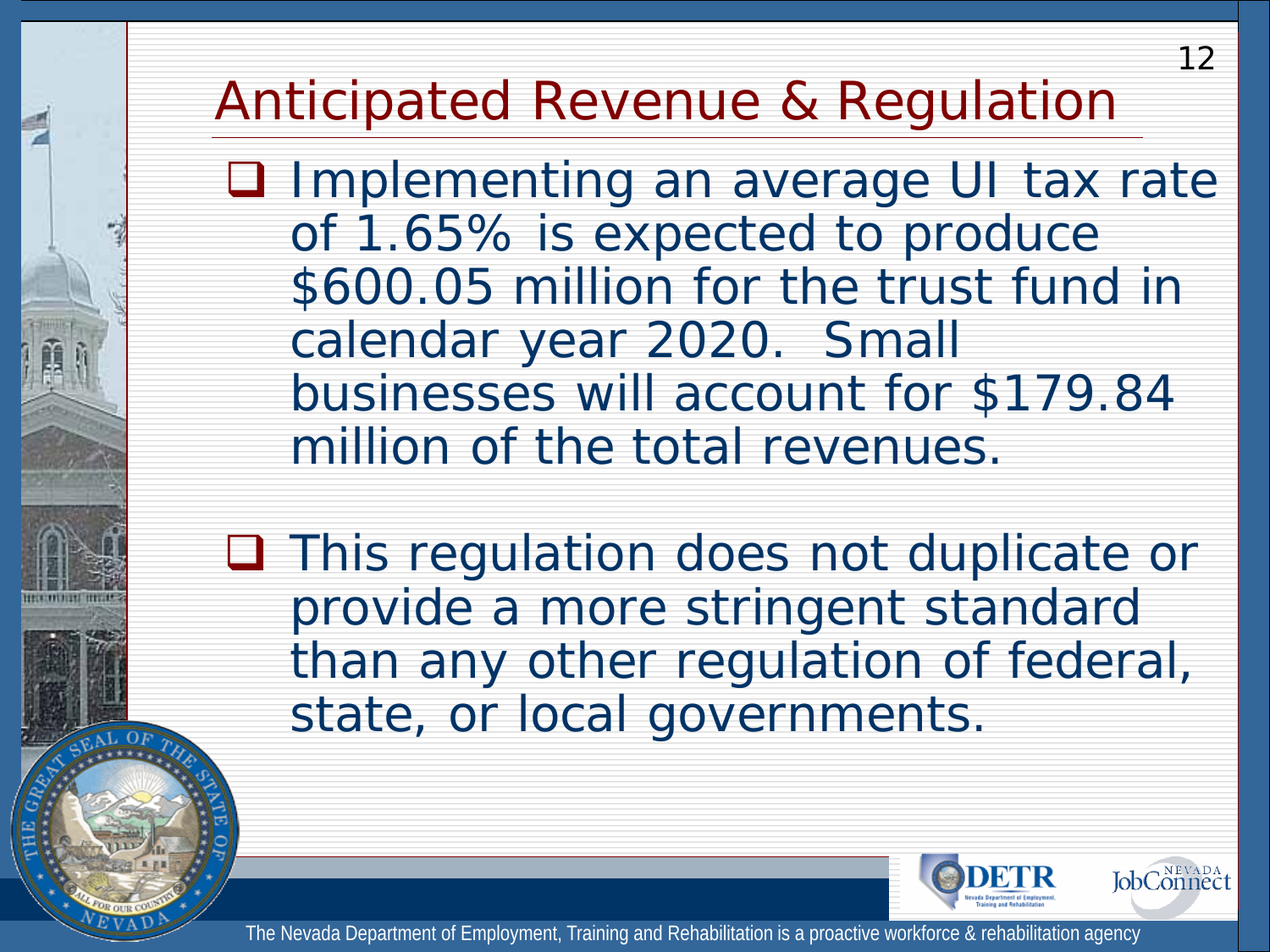# Anticipated Revenue & Regulation

- Implementing an average UI tax rate of 1.65% is expected to produce $600.05 million for the trust fund in calendar year 2020. Small businesses will account for $179.84 million of the total revenues.

- This regulation does not duplicate or provide a more stringent standard than any other regulation of federal, state, or local governments.

The Nevada Department of Employment, Training and Rehabilitation is a proactive workforce & rehabilitation agency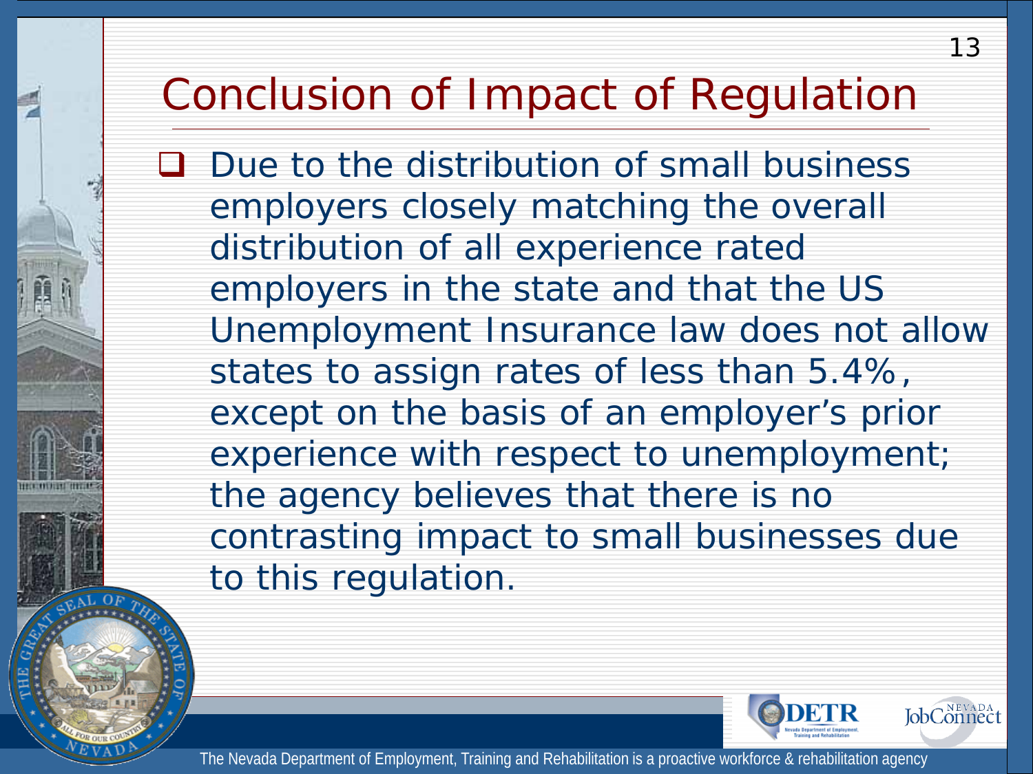# Conclusion of Impact of Regulation

- Due to the distribution of small business employers closely matching the overall distribution of all experience rated employers in the state and that the US Unemployment Insurance law does not allow states to assign rates of less than 5.4%, except on the basis of an employer's prior experience with respect to unemployment; the agency believes that there is no contrasting impact to small businesses due to this regulation.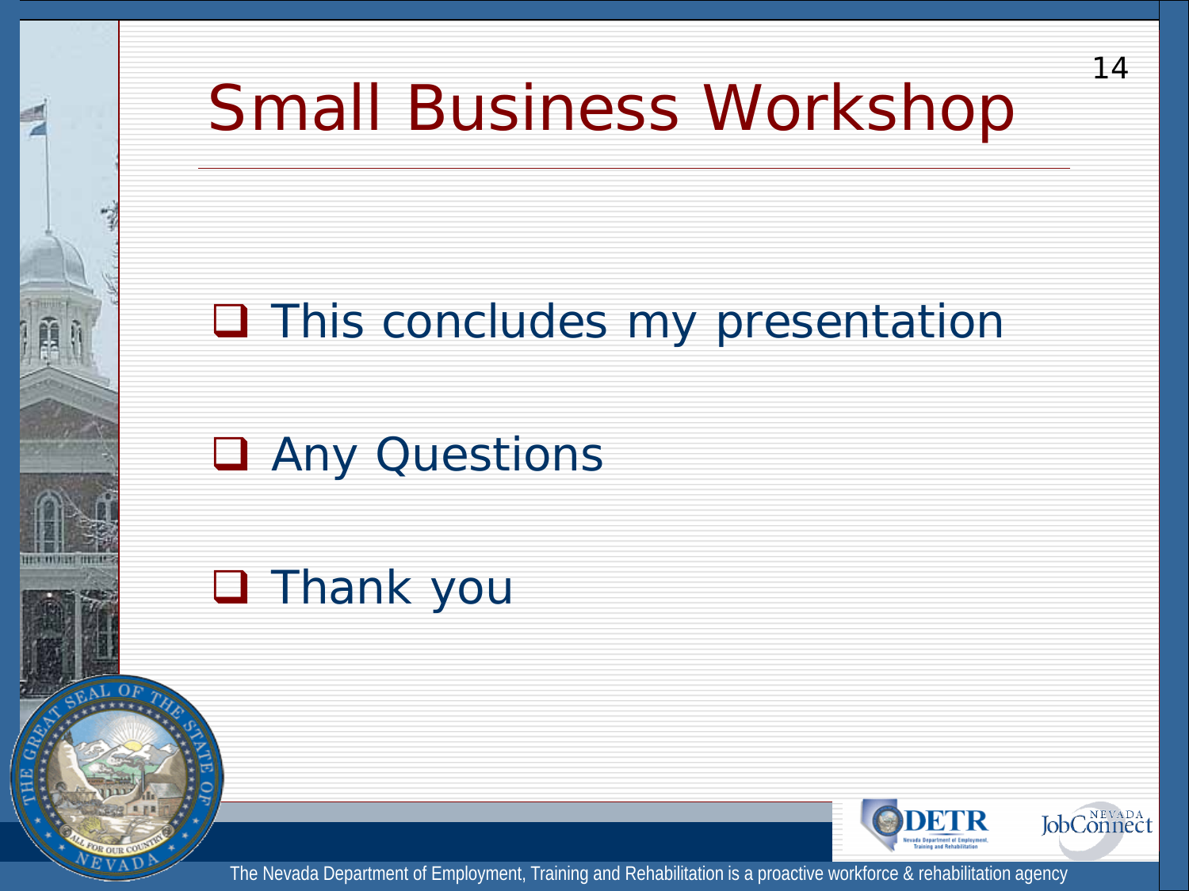# Small Business Workshop

- This concludes my presentation
- Any Questions
- Thank you

The Nevada Department of Employment, Training and Rehabilitation is a proactive workforce & rehabilitation agency